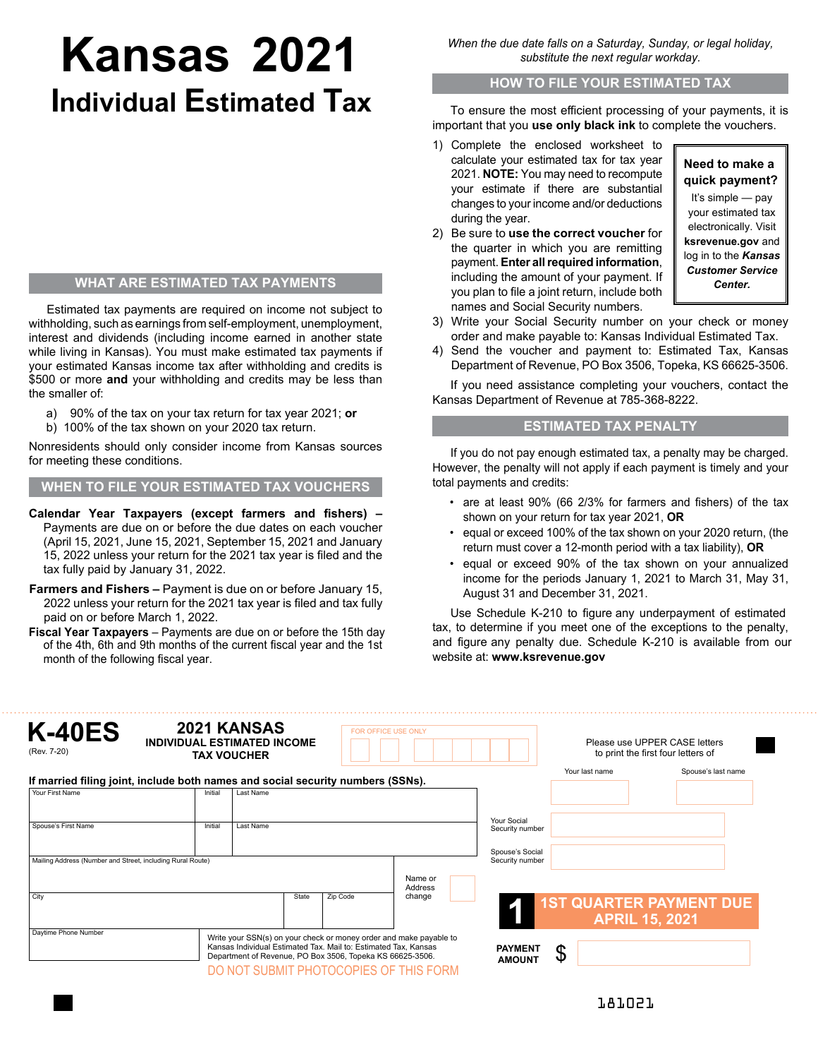# Kansas 2021

## Individual Estimated Tax

*When the due date falls on a Saturday, Sunday, or legal holiday, substitute the next regular workday.*

## WHAT ARE ESTIMATED TAX PAYMENTS

Estimated tax payments are required on income not subject to withholding, such as earnings from self-employment, unemployment, interest and dividends (including income earned in another state while living in Kansas). You must make estimated tax payments if your estimated Kansas income tax after withholding and credits is $500 or more **and** your withholding and credits may be less than the smaller of:

a) 90% of the tax on your tax return for tax year 2021; **or**
b) 100% of the tax shown on your 2020 tax return.

Nonresidents should only consider income from Kansas sources for meeting these conditions.

## WHEN TO FILE YOUR ESTIMATED TAX VOUCHERS

**Calendar Year Taxpayers (except farmers and fishers) –** Payments are due on or before the due dates on each voucher (April 15, 2021, June 15, 2021, September 15, 2021 and January 15, 2022 unless your return for the 2021 tax year is filed and the tax fully paid by January 31, 2022.

**Farmers and Fishers –** Payment is due on or before January 15, 2022 unless your return for the 2021 tax year is filed and tax fully paid on or before March 1, 2022.

**Fiscal Year Taxpayers** – Payments are due on or before the 15th day of the 4th, 6th and 9th months of the current fiscal year and the 1st month of the following fiscal year.

## HOW TO FILE YOUR ESTIMATED TAX

To ensure the most efficient processing of your payments, it is important that you **use only black ink** to complete the vouchers.

1) Complete the enclosed worksheet to calculate your estimated tax for tax year 2021. **NOTE:** You may need to recompute your estimate if there are substantial changes to your income and/or deductions during the year.
2) Be sure to **use the correct voucher** for the quarter in which you are remitting payment. **Enter all required information**, including the amount of your payment. If you plan to file a joint return, include both names and Social Security numbers.
3) Write your Social Security number on your check or money order and make payable to: Kansas Individual Estimated Tax.
4) Send the voucher and payment to: Estimated Tax, Kansas Department of Revenue, PO Box 3506, Topeka, KS 66625-3506.

> **Need to make a quick payment?**
> It's simple — pay your estimated tax electronically. Visit **ksrevenue.gov** and log in to the ***Kansas Customer Service Center.***

If you need assistance completing your vouchers, contact the Kansas Department of Revenue at 785-368-8222.

## ESTIMATED TAX PENALTY

If you do not pay enough estimated tax, a penalty may be charged. However, the penalty will not apply if each payment is timely and your total payments and credits:

- are at least 90% (66 2/3% for farmers and fishers) of the tax shown on your return for tax year 2021, **OR**
- equal or exceed 100% of the tax shown on your 2020 return, (the return must cover a 12-month period with a tax liability), **OR**
- equal or exceed 90% of the tax shown on your annualized income for the periods January 1, 2021 to March 31, May 31, August 31 and December 31, 2021.

Use Schedule K-210 to figure any underpayment of estimated tax, to determine if you meet one of the exceptions to the penalty, and figure any penalty due. Schedule K-210 is available from our website at: **www.ksrevenue.gov**

---

**K-40ES** (Rev. 7-20)

**2021 KANSAS INDIVIDUAL ESTIMATED INCOME TAX VOUCHER**

FOR OFFICE USE ONLY

Please use UPPER CASE letters to print the first four letters of

Your last name | Spouse's last name

**If married filing joint, include both names and social security numbers (SSNs).**

| Your First Name | Initial | Last Name |
|---|---|---|
| Spouse's First Name | Initial | Last Name |

Mailing Address (Number and Street, including Rural Route)

Name or Address change

| City | State | Zip Code |
|---|---|---|

Your Social Security number

Spouse's Social Security number

Daytime Phone Number

Write your SSN(s) on your check or money order and make payable to Kansas Individual Estimated Tax. Mail to: Estimated Tax, Kansas Department of Revenue, PO Box 3506, Topeka KS 66625-3506.

DO NOT SUBMIT PHOTOCOPIES OF THIS FORM

**1 — 1ST QUARTER PAYMENT DUE APRIL 15, 2021**

**PAYMENT AMOUNT** $

181021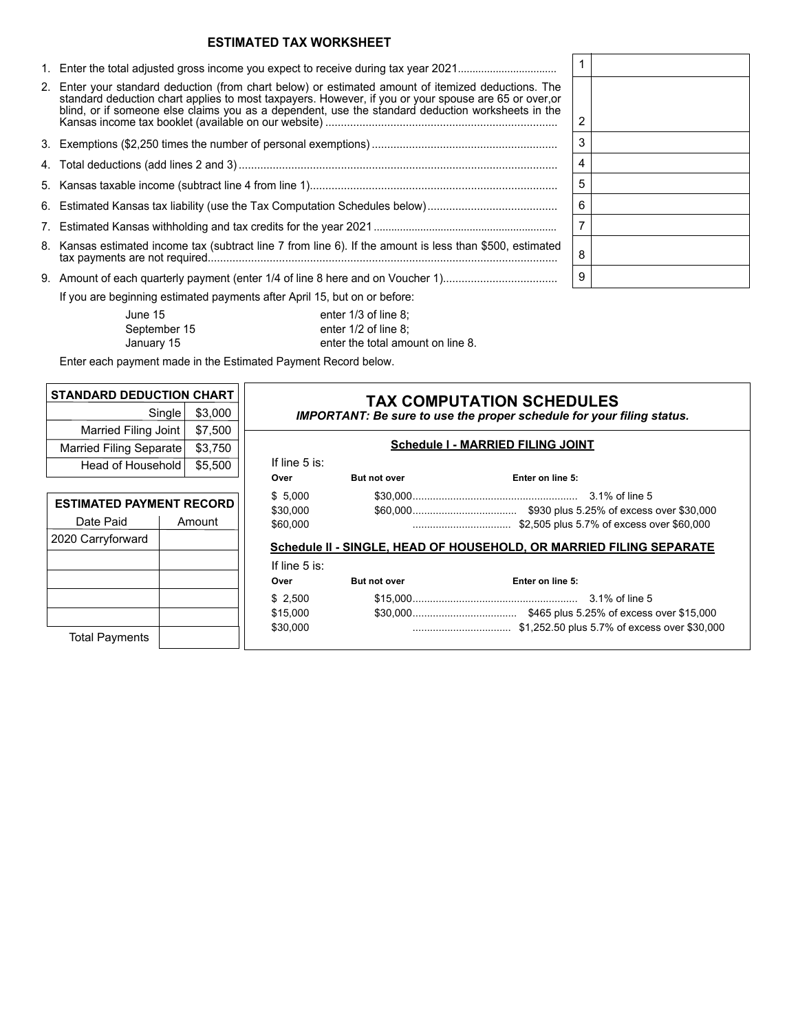## ESTIMATED TAX WORKSHEET

| | | Line | Amount |
|---|---|---|---|
| 1. | Enter the total adjusted gross income you expect to receive during tax year 2021 | 1 | |
| 2. | Enter your standard deduction (from chart below) or estimated amount of itemized deductions. The standard deduction chart applies to most taxpayers. However, if you or your spouse are 65 or over,or blind, or if someone else claims you as a dependent, use the standard deduction worksheets in the Kansas income tax booklet (available on our website) | 2 | |
| 3. | Exemptions ($2,250 times the number of personal exemptions) | 3 | |
| 4. | Total deductions (add lines 2 and 3) | 4 | |
| 5. | Kansas taxable income (subtract line 4 from line 1) | 5 | |
| 6. | Estimated Kansas tax liability (use the Tax Computation Schedules below) | 6 | |
| 7. | Estimated Kansas withholding and tax credits for the year 2021 | 7 | |
| 8. | Kansas estimated income tax (subtract line 7 from line 6). If the amount is less than $500, estimated tax payments are not required | 8 | |
| 9. | Amount of each quarterly payment (enter 1/4 of line 8 here and on Voucher 1) | 9 | |

If you are beginning estimated payments after April 15, but on or before:

| | |
|---|---|
| June 15 | enter 1/3 of line 8; |
| September 15 | enter 1/2 of line 8; |
| January 15 | enter the total amount on line 8. |

Enter each payment made in the Estimated Payment Record below.

| STANDARD DEDUCTION CHART | |
|---|---|
| Single | $3,000 |
| Married Filing Joint | $7,500 |
| Married Filing Separate | $3,750 |
| Head of Household | $5,500 |

| ESTIMATED PAYMENT RECORD | |
|---|---|
| Date Paid | Amount |
| 2020 Carryforward | |
| | |
| | |
| | |
| | |
| Total Payments | |

## TAX COMPUTATION SCHEDULES

***IMPORTANT: Be sure to use the proper schedule for your filing status.***

### Schedule I - MARRIED FILING JOINT

If line 5 is:

| Over | But not over | Enter on line 5: |
|---|---|---|
| $ 5,000 | $30,000 | 3.1% of line 5 |
| $30,000 | $60,000 | $930 plus 5.25% of excess over $30,000 |
| $60,000 | | $2,505 plus 5.7% of excess over $60,000 |

### Schedule II - SINGLE, HEAD OF HOUSEHOLD, OR MARRIED FILING SEPARATE

If line 5 is:

| Over | But not over | Enter on line 5: |
|---|---|---|
| $ 2,500 | $15,000 | 3.1% of line 5 |
| $15,000 | $30,000 | $465 plus 5.25% of excess over $15,000 |
| $30,000 | | $1,252.50 plus 5.7% of excess over $30,000 |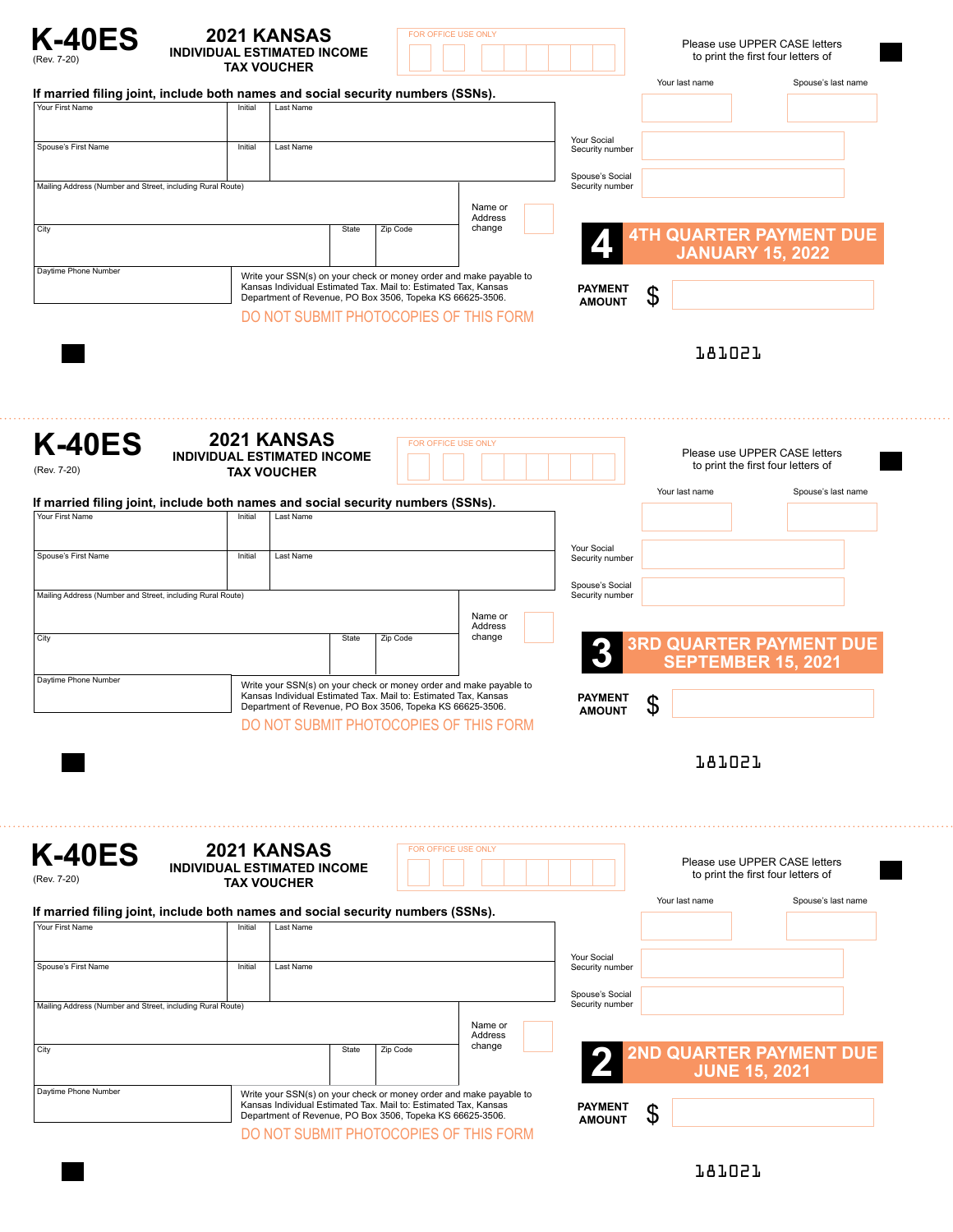# K-40ES

(Rev. 7-20)

## 2021 KANSAS INDIVIDUAL ESTIMATED INCOME TAX VOUCHER

FOR OFFICE USE ONLY

Please use UPPER CASE letters to print the first four letters of

Your last name | Spouse's last name

**If married filing joint, include both names and social security numbers (SSNs).**

| Your First Name | Initial | Last Name |
|---|---|---|
| Spouse's First Name | Initial | Last Name |

Mailing Address (Number and Street, including Rural Route)

Name or Address change

| City | State | Zip Code |
|---|---|---|

Daytime Phone Number

Your Social Security number

Spouse's Social Security number

**4 — 4TH QUARTER PAYMENT DUE JANUARY 15, 2022**

**PAYMENT AMOUNT** $

Write your SSN(s) on your check or money order and make payable to Kansas Individual Estimated Tax. Mail to: Estimated Tax, Kansas Department of Revenue, PO Box 3506, Topeka KS 66625-3506.

DO NOT SUBMIT PHOTOCOPIES OF THIS FORM

181021

---

# K-40ES

(Rev. 7-20)

## 2021 KANSAS INDIVIDUAL ESTIMATED INCOME TAX VOUCHER

FOR OFFICE USE ONLY

Please use UPPER CASE letters to print the first four letters of

Your last name | Spouse's last name

**If married filing joint, include both names and social security numbers (SSNs).**

| Your First Name | Initial | Last Name |
|---|---|---|
| Spouse's First Name | Initial | Last Name |

Mailing Address (Number and Street, including Rural Route)

Name or Address change

| City | State | Zip Code |
|---|---|---|

Daytime Phone Number

Your Social Security number

Spouse's Social Security number

**3 — 3RD QUARTER PAYMENT DUE SEPTEMBER 15, 2021**

**PAYMENT AMOUNT** $

Write your SSN(s) on your check or money order and make payable to Kansas Individual Estimated Tax. Mail to: Estimated Tax, Kansas Department of Revenue, PO Box 3506, Topeka KS 66625-3506.

DO NOT SUBMIT PHOTOCOPIES OF THIS FORM

181021

---

# K-40ES

(Rev. 7-20)

## 2021 KANSAS INDIVIDUAL ESTIMATED INCOME TAX VOUCHER

FOR OFFICE USE ONLY

Please use UPPER CASE letters to print the first four letters of

Your last name | Spouse's last name

**If married filing joint, include both names and social security numbers (SSNs).**

| Your First Name | Initial | Last Name |
|---|---|---|
| Spouse's First Name | Initial | Last Name |

Mailing Address (Number and Street, including Rural Route)

Name or Address change

| City | State | Zip Code |
|---|---|---|

Daytime Phone Number

Your Social Security number

Spouse's Social Security number

**2 — 2ND QUARTER PAYMENT DUE JUNE 15, 2021**

**PAYMENT AMOUNT** $

Write your SSN(s) on your check or money order and make payable to Kansas Individual Estimated Tax. Mail to: Estimated Tax, Kansas Department of Revenue, PO Box 3506, Topeka KS 66625-3506.

DO NOT SUBMIT PHOTOCOPIES OF THIS FORM

181021